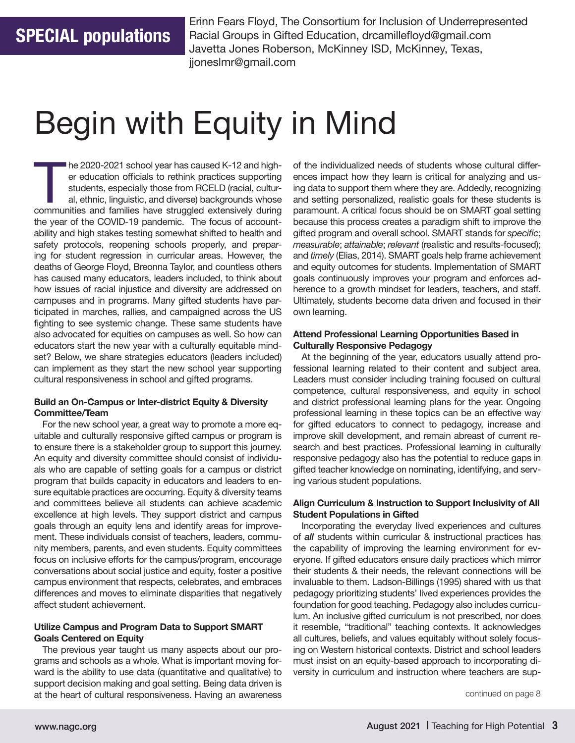**SPECIAL populations**

Erinn Fears Floyd, The Consortium for Inclusion of Underrepresented Racial Groups in Gifted Education, drcamillefloyd@gmail.com
Javetta Jones Roberson, McKinney ISD, McKinney, Texas, jjoneslmr@gmail.com

# Begin with Equity in Mind

The 2020-2021 school year has caused K-12 and higher education officials to rethink practices supporting students, especially those from RCELD (racial, cultural, ethnic, linguistic, and diverse) backgrounds whose communities and families have struggled extensively during the year of the COVID-19 pandemic. The focus of accountability and high stakes testing somewhat shifted to health and safety protocols, reopening schools properly, and preparing for student regression in curricular areas. However, the deaths of George Floyd, Breonna Taylor, and countless others has caused many educators, leaders included, to think about how issues of racial injustice and diversity are addressed on campuses and in programs. Many gifted students have participated in marches, rallies, and campaigned across the US fighting to see systemic change. These same students have also advocated for equities on campuses as well. So how can educators start the new year with a culturally equitable mindset? Below, we share strategies educators (leaders included) can implement as they start the new school year supporting cultural responsiveness in school and gifted programs.

**Build an On-Campus or Inter-district Equity & Diversity Committee/Team**

For the new school year, a great way to promote a more equitable and culturally responsive gifted campus or program is to ensure there is a stakeholder group to support this journey. An equity and diversity committee should consist of individuals who are capable of setting goals for a campus or district program that builds capacity in educators and leaders to ensure equitable practices are occurring. Equity & diversity teams and committees believe all students can achieve academic excellence at high levels. They support district and campus goals through an equity lens and identify areas for improvement. These individuals consist of teachers, leaders, community members, parents, and even students. Equity committees focus on inclusive efforts for the campus/program, encourage conversations about social justice and equity, foster a positive campus environment that respects, celebrates, and embraces differences and moves to eliminate disparities that negatively affect student achievement.

**Utilize Campus and Program Data to Support SMART Goals Centered on Equity**

The previous year taught us many aspects about our programs and schools as a whole. What is important moving forward is the ability to use data (quantitative and qualitative) to support decision making and goal setting. Being data driven is at the heart of cultural responsiveness. Having an awareness of the individualized needs of students whose cultural differences impact how they learn is critical for analyzing and using data to support them where they are. Addedly, recognizing and setting personalized, realistic goals for these students is paramount. A critical focus should be on SMART goal setting because this process creates a paradigm shift to improve the gifted program and overall school. SMART stands for *specific*; *measurable*; *attainable*; *relevant* (realistic and results-focused); and *timely* (Elias, 2014). SMART goals help frame achievement and equity outcomes for students. Implementation of SMART goals continuously improves your program and enforces adherence to a growth mindset for leaders, teachers, and staff. Ultimately, students become data driven and focused in their own learning.

**Attend Professional Learning Opportunities Based in Culturally Responsive Pedagogy**

At the beginning of the year, educators usually attend professional learning related to their content and subject area. Leaders must consider including training focused on cultural competence, cultural responsiveness, and equity in school and district professional learning plans for the year. Ongoing professional learning in these topics can be an effective way for gifted educators to connect to pedagogy, increase and improve skill development, and remain abreast of current research and best practices. Professional learning in culturally responsive pedagogy also has the potential to reduce gaps in gifted teacher knowledge on nominating, identifying, and serving various student populations.

**Align Curriculum & Instruction to Support Inclusivity of All Student Populations in Gifted**

Incorporating the everyday lived experiences and cultures of ***all*** students within curricular & instructional practices has the capability of improving the learning environment for everyone. If gifted educators ensure daily practices which mirror their students & their needs, the relevant connections will be invaluable to them. Ladson-Billings (1995) shared with us that pedagogy prioritizing students' lived experiences provides the foundation for good teaching. Pedagogy also includes curriculum. An inclusive gifted curriculum is not prescribed, nor does it resemble, "traditional" teaching contexts. It acknowledges all cultures, beliefs, and values equitably without solely focusing on Western historical contexts. District and school leaders must insist on an equity-based approach to incorporating diversity in curriculum and instruction where teachers are sup-

continued on page 8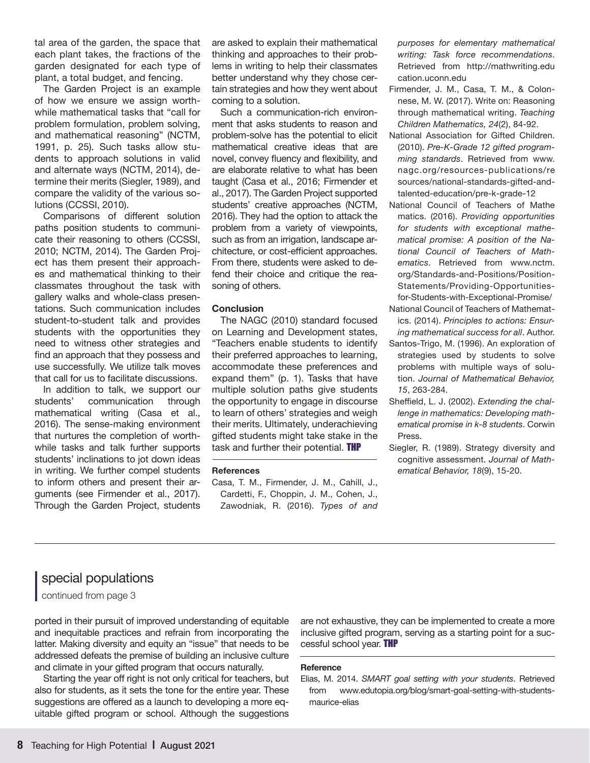tal area of the garden, the space that each plant takes, the fractions of the garden designated for each type of plant, a total budget, and fencing.

The Garden Project is an example of how we ensure we assign worthwhile mathematical tasks that "call for problem formulation, problem solving, and mathematical reasoning" (NCTM, 1991, p. 25). Such tasks allow students to approach solutions in valid and alternate ways (NCTM, 2014), determine their merits (Siegler, 1989), and compare the validity of the various solutions (CCSSI, 2010).

Comparisons of different solution paths position students to communicate their reasoning to others (CCSSI, 2010; NCTM, 2014). The Garden Project has them present their approaches and mathematical thinking to their classmates throughout the task with gallery walks and whole-class presentations. Such communication includes student-to-student talk and provides students with the opportunities they need to witness other strategies and find an approach that they possess and use successfully. We utilize talk moves that call for us to facilitate discussions.

In addition to talk, we support our students' communication through mathematical writing (Casa et al., 2016). The sense-making environment that nurtures the completion of worthwhile tasks and talk further supports students' inclinations to jot down ideas in writing. We further compel students to inform others and present their arguments (see Firmender et al., 2017). Through the Garden Project, students are asked to explain their mathematical thinking and approaches to their problems in writing to help their classmates better understand why they chose certain strategies and how they went about coming to a solution.

Such a communication-rich environment that asks students to reason and problem-solve has the potential to elicit mathematical creative ideas that are novel, convey fluency and flexibility, and are elaborate relative to what has been taught (Casa et al., 2016; Firmender et al., 2017). The Garden Project supported students' creative approaches (NCTM, 2016). They had the option to attack the problem from a variety of viewpoints, such as from an irrigation, landscape architecture, or cost-efficient approaches. From there, students were asked to defend their choice and critique the reasoning of others.

### Conclusion

The NAGC (2010) standard focused on Learning and Development states, "Teachers enable students to identify their preferred approaches to learning, accommodate these preferences and expand them" (p. 1). Tasks that have multiple solution paths give students the opportunity to engage in discourse to learn of others' strategies and weigh their merits. Ultimately, underachieving gifted students might take stake in the task and further their potential. **THP**

#### References

Casa, T. M., Firmender, J. M., Cahill, J., Cardetti, F., Choppin, J. M., Cohen, J., Zawodniak, R. (2016). *Types of and purposes for elementary mathematical writing: Task force recommendations*. Retrieved from http://mathwriting.education.uconn.edu

Firmender, J. M., Casa, T. M., & Colonnese, M. W. (2017). Write on: Reasoning through mathematical writing. *Teaching Children Mathematics, 24*(2), 84-92.

National Association for Gifted Children. (2010). *Pre-K-Grade 12 gifted programming standards*. Retrieved from www.nagc.org/resources-publications/resources/national-standards-gifted-and-talented-education/pre-k-grade-12

National Council of Teachers of Mathematics. (2016). *Providing opportunities for students with exceptional mathematical promise: A position of the National Council of Teachers of Mathematics*. Retrieved from www.nctm.org/Standards-and-Positions/Position-Statements/Providing-Opportunities-for-Students-with-Exceptional-Promise/

National Council of Teachers of Mathematics. (2014). *Principles to actions: Ensuring mathematical success for all*. Author.

Santos-Trigo, M. (1996). An exploration of strategies used by students to solve problems with multiple ways of solution. *Journal of Mathematical Behavior, 15*, 263-284.

Sheffield, L. J. (2002). *Extending the challenge in mathematics: Developing mathematical promise in k-8 students*. Corwin Press.

Siegler, R. (1989). Strategy diversity and cognitive assessment. *Journal of Mathematical Behavior, 18*(9), 15-20.

## special populations

continued from page 3

ported in their pursuit of improved understanding of equitable and inequitable practices and refrain from incorporating the latter. Making diversity and equity an "issue" that needs to be addressed defeats the premise of building an inclusive culture and climate in your gifted program that occurs naturally.

Starting the year off right is not only critical for teachers, but also for students, as it sets the tone for the entire year. These suggestions are offered as a launch to developing a more equitable gifted program or school. Although the suggestions are not exhaustive, they can be implemented to create a more inclusive gifted program, serving as a starting point for a successful school year. **THP**

#### Reference

Elias, M. 2014. *SMART goal setting with your students*. Retrieved from www.edutopia.org/blog/smart-goal-setting-with-students-maurice-elias